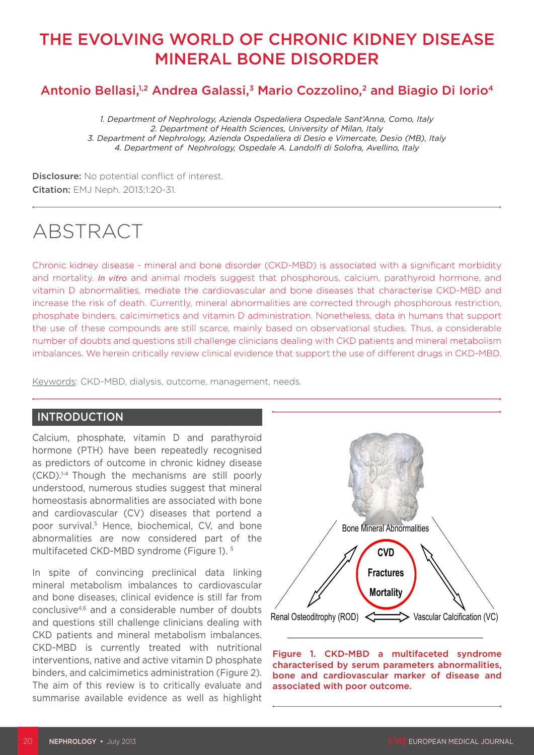# THE EVOLVING WORLD OF CHRONIC KIDNEY DISEASE MINERAL BONE DISORDER

## Antonio Bellasi,[1,2] Andrea Galassi,[3] Mario Cozzolino,[2] and Biagio Di Iorio[4]

*1. Department of Nephrology, Azienda Ospedaliera Ospedale Sant'Anna, Como, Italy*
*2. Department of Health Sciences, University of Milan, Italy*
*3. Department of Nephrology, Azienda Ospedaliera di Desio e Vimercate, Desio (MB), Italy*
*4. Department of Nephrology, Ospedale A. Landolfi di Solofra, Avellino, Italy*

**Disclosure:** No potential conflict of interest.
**Citation:** EMJ Neph. 2013;1:20-31.

# ABSTRACT

Chronic kidney disease - mineral and bone disorder (CKD-MBD) is associated with a significant morbidity and mortality. *In vitro* and animal models suggest that phosphorous, calcium, parathyroid hormone, and vitamin D abnormalities, mediate the cardiovascular and bone diseases that characterise CKD-MBD and increase the risk of death. Currently, mineral abnormalities are corrected through phosphorous restriction, phosphate binders, calcimimetics and vitamin D administration. Nonetheless, data in humans that support the use of these compounds are still scarce, mainly based on observational studies. Thus, a considerable number of doubts and questions still challenge clinicians dealing with CKD patients and mineral metabolism imbalances. We herein critically review clinical evidence that support the use of different drugs in CKD-MBD.

Keywords: CKD-MBD, dialysis, outcome, management, needs.

## INTRODUCTION

Calcium, phosphate, vitamin D and parathyroid hormone (PTH) have been repeatedly recognised as predictors of outcome in chronic kidney disease (CKD).[1-4] Though the mechanisms are still poorly understood, numerous studies suggest that mineral homeostasis abnormalities are associated with bone and cardiovascular (CV) diseases that portend a poor survival.[5] Hence, biochemical, CV, and bone abnormalities are now considered part of the multifaceted CKD-MBD syndrome (Figure 1).[5]

In spite of convincing preclinical data linking mineral metabolism imbalances to cardiovascular and bone diseases, clinical evidence is still far from conclusive[4,6] and a considerable number of doubts and questions still challenge clinicians dealing with CKD patients and mineral metabolism imbalances. CKD-MBD is currently treated with nutritional interventions, native and active vitamin D phosphate binders, and calcimimetics administration (Figure 2). The aim of this review is to critically evaluate and summarise available evidence as well as highlight

Bone Mineral Abnormalities

CVD
Fractures
Mortality

Renal Osteoditrophy (ROD) ⟺ Vascular Calcification (VC)

**Figure 1. CKD-MBD a multifaceted syndrome characterised by serum parameters abnormalities, bone and cardiovascular marker of disease and associated with poor outcome.**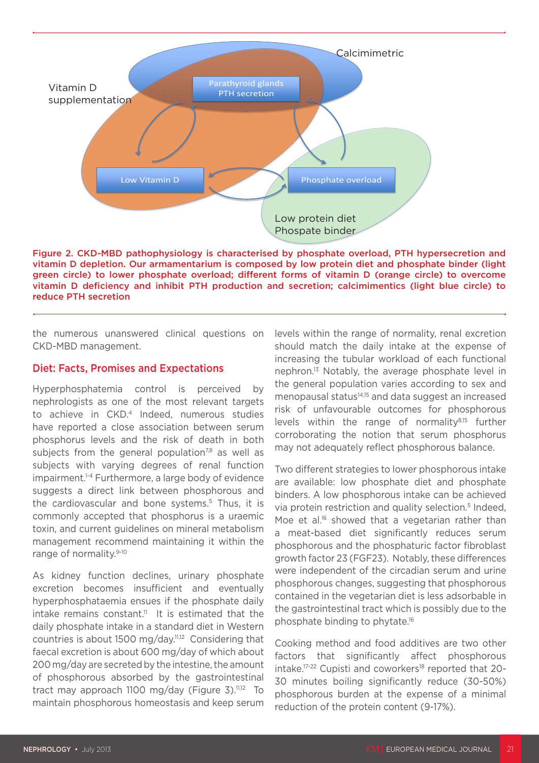Calcimimetric

Vitamin D supplementation

Parathyroid glands PTH secretion

Low Vitamin D

Phosphate overload

Low protein diet
Phospate binder

**Figure 2. CKD-MBD pathophysiology is characterised by phosphate overload, PTH hypersecretion and vitamin D depletion. Our armamentarium is composed by low protein diet and phosphate binder (light green circle) to lower phosphate overload; different forms of vitamin D (orange circle) to overcome vitamin D deficiency and inhibit PTH production and secretion; calcimimentics (light blue circle) to reduce PTH secretion**

the numerous unanswered clinical questions on CKD-MBD management.

## Diet: Facts, Promises and Expectations

Hyperphosphatemia control is perceived by nephrologists as one of the most relevant targets to achieve in CKD.[4] Indeed, numerous studies have reported a close association between serum phosphorus levels and the risk of death in both subjects from the general population[7,8] as well as subjects with varying degrees of renal function impairment.[1-4] Furthermore, a large body of evidence suggests a direct link between phosphorous and the cardiovascular and bone systems.[5] Thus, it is commonly accepted that phosphorus is a uraemic toxin, and current guidelines on mineral metabolism management recommend maintaining it within the range of normality.[9-10]

As kidney function declines, urinary phosphate excretion becomes insufficient and eventually hyperphosphataemia ensues if the phosphate daily intake remains constant.[11] It is estimated that the daily phosphate intake in a standard diet in Western countries is about 1500 mg/day.[11,12] Considering that faecal excretion is about 600 mg/day of which about 200 mg/day are secreted by the intestine, the amount of phosphorous absorbed by the gastrointestinal tract may approach 1100 mg/day (Figure 3).[11,12] To maintain phosphorous homeostasis and keep serum levels within the range of normality, renal excretion should match the daily intake at the expense of increasing the tubular workload of each functional nephron.[13] Notably, the average phosphate level in the general population varies according to sex and menopausal status[14,15] and data suggest an increased risk of unfavourable outcomes for phosphorous levels within the range of normality[8,15] further corroborating the notion that serum phosphorus may not adequately reflect phosphorous balance.

Two different strategies to lower phosphorous intake are available: low phosphate diet and phosphate binders. A low phosphorous intake can be achieved via protein restriction and quality selection.[5] Indeed, Moe et al.[16] showed that a vegetarian rather than a meat-based diet significantly reduces serum phosphorous and the phosphaturic factor fibroblast growth factor 23 (FGF23). Notably, these differences were independent of the circadian serum and urine phosphorous changes, suggesting that phosphorous contained in the vegetarian diet is less adsorbable in the gastrointestinal tract which is possibly due to the phosphate binding to phytate.[16]

Cooking method and food additives are two other factors that significantly affect phosphorous intake.[17-22] Cupisti and coworkers[18] reported that 20-30 minutes boiling significantly reduce (30-50%) phosphorous burden at the expense of a minimal reduction of the protein content (9-17%).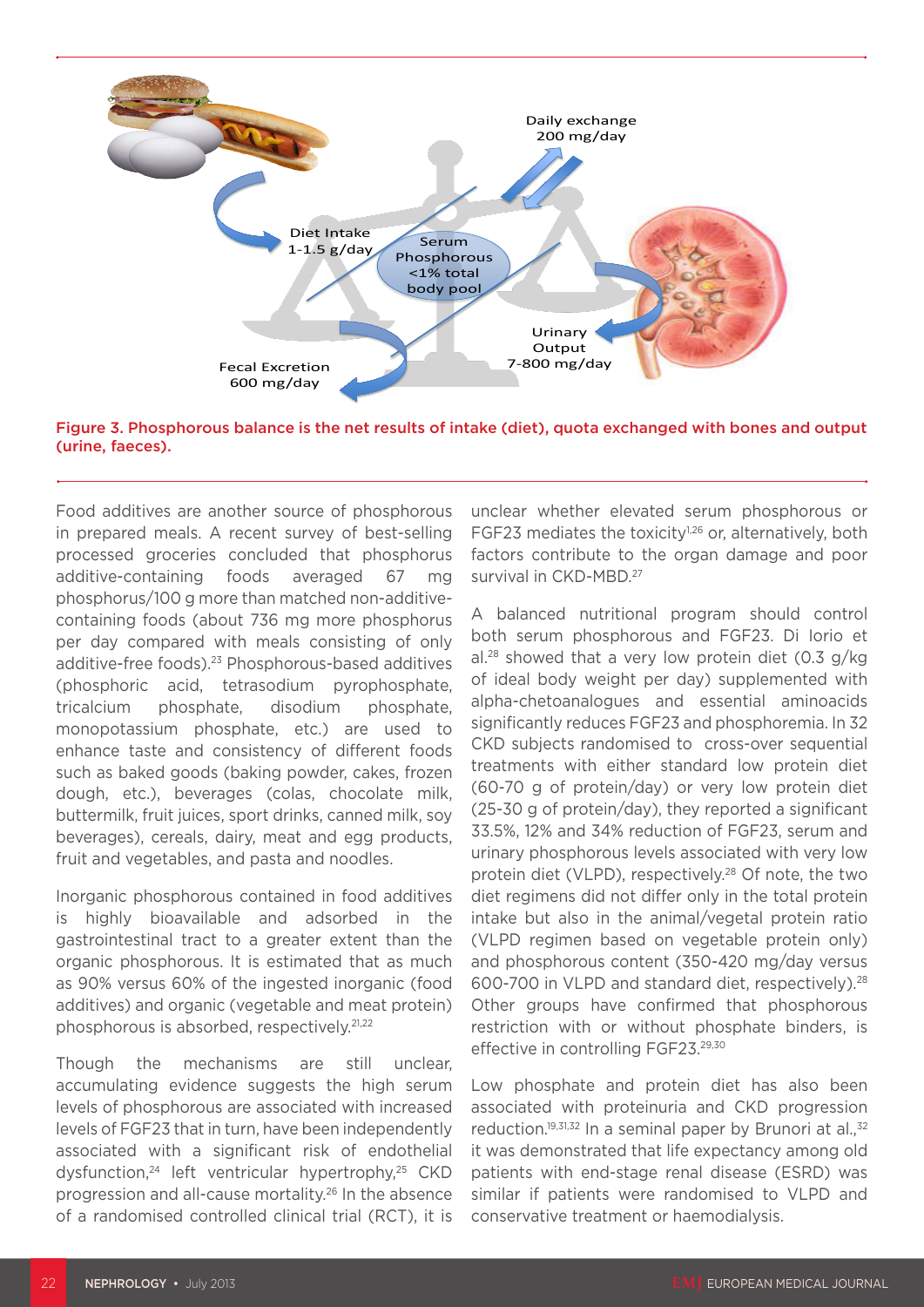Figure 3. Phosphorous balance is the net results of intake (diet), quota exchanged with bones and output (urine, faeces).

Food additives are another source of phosphorous in prepared meals. A recent survey of best-selling processed groceries concluded that phosphorus additive-containing foods averaged 67 mg phosphorus/100 g more than matched non-additive-containing foods (about 736 mg more phosphorus per day compared with meals consisting of only additive-free foods).[23] Phosphorous-based additives (phosphoric acid, tetrasodium pyrophosphate, tricalcium phosphate, disodium phosphate, monopotassium phosphate, etc.) are used to enhance taste and consistency of different foods such as baked goods (baking powder, cakes, frozen dough, etc.), beverages (colas, chocolate milk, buttermilk, fruit juices, sport drinks, canned milk, soy beverages), cereals, dairy, meat and egg products, fruit and vegetables, and pasta and noodles.

Inorganic phosphorous contained in food additives is highly bioavailable and adsorbed in the gastrointestinal tract to a greater extent than the organic phosphorous. It is estimated that as much as 90% versus 60% of the ingested inorganic (food additives) and organic (vegetable and meat protein) phosphorous is absorbed, respectively.[21,22]

Though the mechanisms are still unclear, accumulating evidence suggests the high serum levels of phosphorous are associated with increased levels of FGF23 that in turn, have been independently associated with a significant risk of endothelial dysfunction,[24] left ventricular hypertrophy,[25] CKD progression and all-cause mortality.[26] In the absence of a randomised controlled clinical trial (RCT), it is unclear whether elevated serum phosphorous or FGF23 mediates the toxicity[1,26] or, alternatively, both factors contribute to the organ damage and poor survival in CKD-MBD.[27]

A balanced nutritional program should control both serum phosphorous and FGF23. Di Iorio et al.[28] showed that a very low protein diet (0.3 g/kg of ideal body weight per day) supplemented with alpha-chetoanalogues and essential aminoacids significantly reduces FGF23 and phosphoremia. In 32 CKD subjects randomised to cross-over sequential treatments with either standard low protein diet (60-70 g of protein/day) or very low protein diet (25-30 g of protein/day), they reported a significant 33.5%, 12% and 34% reduction of FGF23, serum and urinary phosphorous levels associated with very low protein diet (VLPD), respectively.[28] Of note, the two diet regimens did not differ only in the total protein intake but also in the animal/vegetal protein ratio (VLPD regimen based on vegetable protein only) and phosphorous content (350-420 mg/day versus 600-700 in VLPD and standard diet, respectively).[28] Other groups have confirmed that phosphorous restriction with or without phosphate binders, is effective in controlling FGF23.[29,30]

Low phosphate and protein diet has also been associated with proteinuria and CKD progression reduction.[19,31,32] In a seminal paper by Brunori at al.,[32] it was demonstrated that life expectancy among old patients with end-stage renal disease (ESRD) was similar if patients were randomised to VLPD and conservative treatment or haemodialysis.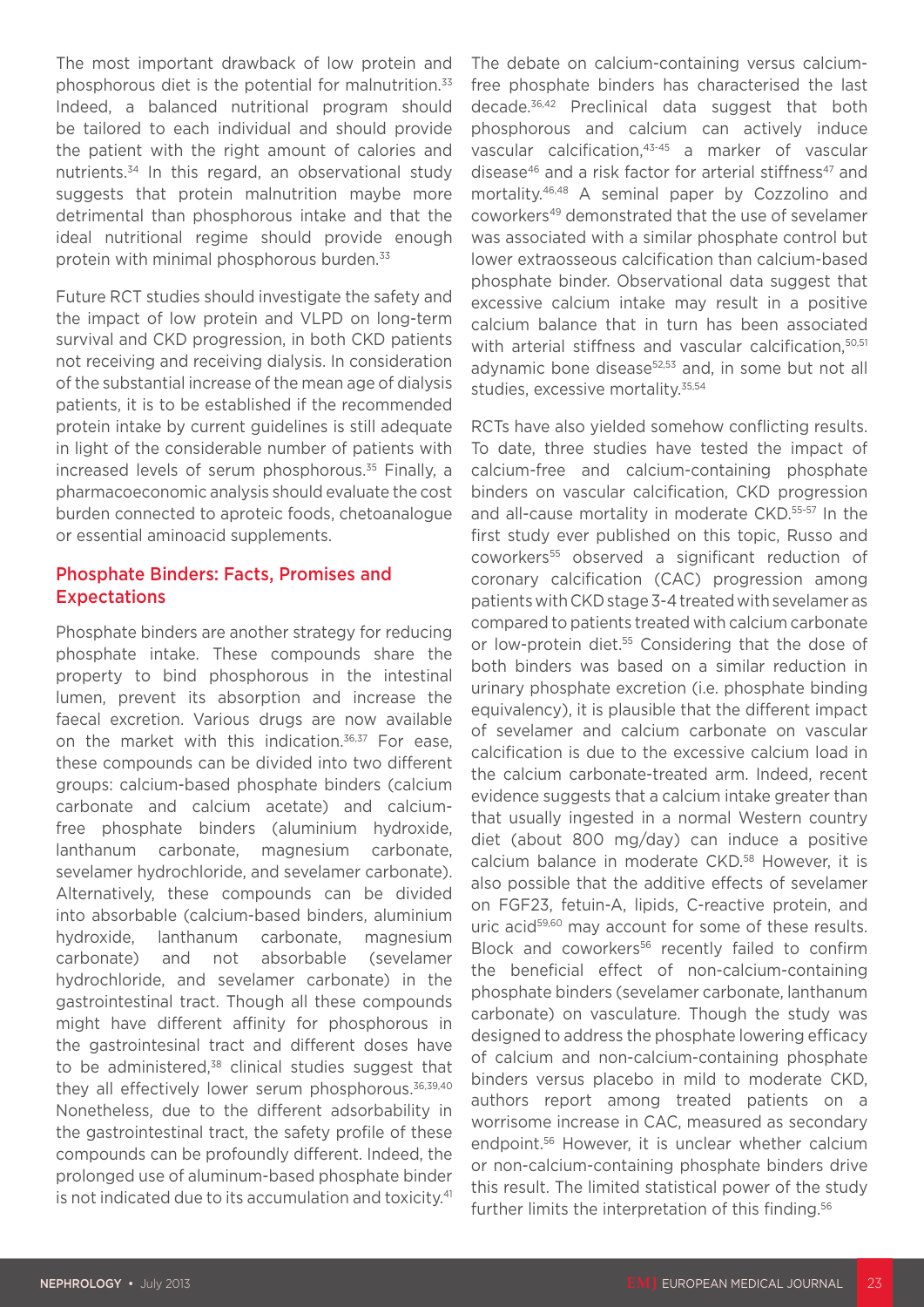The most important drawback of low protein and phosphorous diet is the potential for malnutrition.[33] Indeed, a balanced nutritional program should be tailored to each individual and should provide the patient with the right amount of calories and nutrients.[34] In this regard, an observational study suggests that protein malnutrition maybe more detrimental than phosphorous intake and that the ideal nutritional regime should provide enough protein with minimal phosphorous burden.[33]

Future RCT studies should investigate the safety and the impact of low protein and VLPD on long-term survival and CKD progression, in both CKD patients not receiving and receiving dialysis. In consideration of the substantial increase of the mean age of dialysis patients, it is to be established if the recommended protein intake by current guidelines is still adequate in light of the considerable number of patients with increased levels of serum phosphorous.[35] Finally, a pharmacoeconomic analysis should evaluate the cost burden connected to aproteic foods, chetoanalogue or essential aminoacid supplements.

## Phosphate Binders: Facts, Promises and Expectations

Phosphate binders are another strategy for reducing phosphate intake. These compounds share the property to bind phosphorous in the intestinal lumen, prevent its absorption and increase the faecal excretion. Various drugs are now available on the market with this indication.[36,37] For ease, these compounds can be divided into two different groups: calcium-based phosphate binders (calcium carbonate and calcium acetate) and calcium-free phosphate binders (aluminium hydroxide, lanthanum carbonate, magnesium carbonate, sevelamer hydrochloride, and sevelamer carbonate). Alternatively, these compounds can be divided into absorbable (calcium-based binders, aluminium hydroxide, lanthanum carbonate, magnesium carbonate) and not absorbable (sevelamer hydrochloride, and sevelamer carbonate) in the gastrointestinal tract. Though all these compounds might have different affinity for phosphorous in the gastrointesinal tract and different doses have to be administered,[38] clinical studies suggest that they all effectively lower serum phosphorous.[36,39,40] Nonetheless, due to the different adsorbability in the gastrointestinal tract, the safety profile of these compounds can be profoundly different. Indeed, the prolonged use of aluminum-based phosphate binder is not indicated due to its accumulation and toxicity.[41]

The debate on calcium-containing versus calcium-free phosphate binders has characterised the last decade.[36,42] Preclinical data suggest that both phosphorous and calcium can actively induce vascular calcification,[43-45] a marker of vascular disease[46] and a risk factor for arterial stiffness[47] and mortality.[46,48] A seminal paper by Cozzolino and coworkers[49] demonstrated that the use of sevelamer was associated with a similar phosphate control but lower extraosseous calcification than calcium-based phosphate binder. Observational data suggest that excessive calcium intake may result in a positive calcium balance that in turn has been associated with arterial stiffness and vascular calcification,[50,51] adynamic bone disease[52,53] and, in some but not all studies, excessive mortality.[35,54]

RCTs have also yielded somehow conflicting results. To date, three studies have tested the impact of calcium-free and calcium-containing phosphate binders on vascular calcification, CKD progression and all-cause mortality in moderate CKD.[55-57] In the first study ever published on this topic, Russo and coworkers[55] observed a significant reduction of coronary calcification (CAC) progression among patients with CKD stage 3-4 treated with sevelamer as compared to patients treated with calcium carbonate or low-protein diet.[55] Considering that the dose of both binders was based on a similar reduction in urinary phosphate excretion (i.e. phosphate binding equivalency), it is plausible that the different impact of sevelamer and calcium carbonate on vascular calcification is due to the excessive calcium load in the calcium carbonate-treated arm. Indeed, recent evidence suggests that a calcium intake greater than that usually ingested in a normal Western country diet (about 800 mg/day) can induce a positive calcium balance in moderate CKD.[58] However, it is also possible that the additive effects of sevelamer on FGF23, fetuin-A, lipids, C-reactive protein, and uric acid[59,60] may account for some of these results. Block and coworkers[56] recently failed to confirm the beneficial effect of non-calcium-containing phosphate binders (sevelamer carbonate, lanthanum carbonate) on vasculature. Though the study was designed to address the phosphate lowering efficacy of calcium and non-calcium-containing phosphate binders versus placebo in mild to moderate CKD, authors report among treated patients on a worrisome increase in CAC, measured as secondary endpoint.[56] However, it is unclear whether calcium or non-calcium-containing phosphate binders drive this result. The limited statistical power of the study further limits the interpretation of this finding.[56]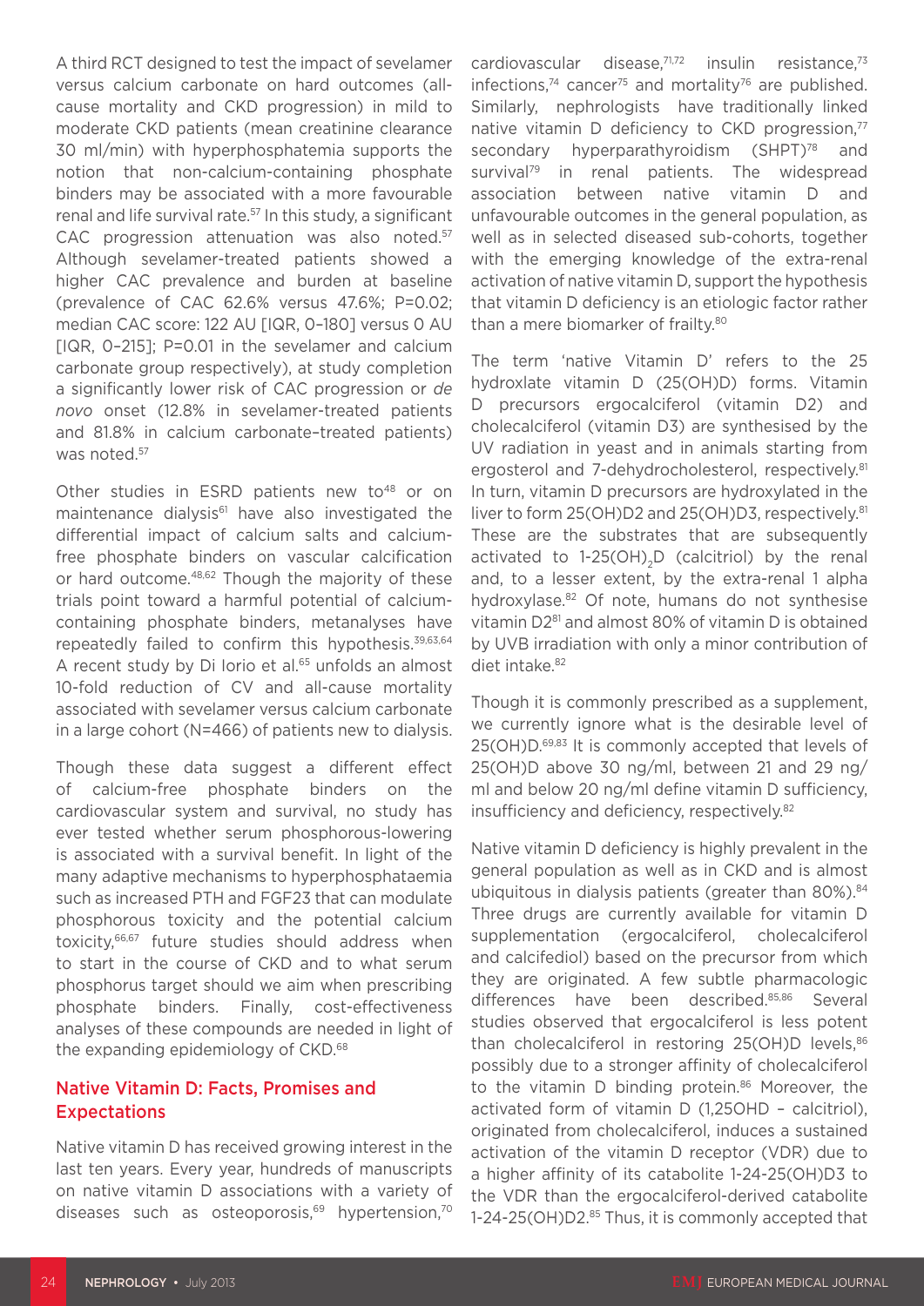A third RCT designed to test the impact of sevelamer versus calcium carbonate on hard outcomes (all-cause mortality and CKD progression) in mild to moderate CKD patients (mean creatinine clearance 30 ml/min) with hyperphosphatemia supports the notion that non-calcium-containing phosphate binders may be associated with a more favourable renal and life survival rate.[57] In this study, a significant CAC progression attenuation was also noted.[57] Although sevelamer-treated patients showed a higher CAC prevalence and burden at baseline (prevalence of CAC 62.6% versus 47.6%; P=0.02; median CAC score: 122 AU [IQR, 0–180] versus 0 AU [IQR, 0–215]; P=0.01 in the sevelamer and calcium carbonate group respectively), at study completion a significantly lower risk of CAC progression or *de novo* onset (12.8% in sevelamer-treated patients and 81.8% in calcium carbonate-treated patients) was noted.[57]

Other studies in ESRD patients new to[48] or on maintenance dialysis[61] have also investigated the differential impact of calcium salts and calcium-free phosphate binders on vascular calcification or hard outcome.[48,62] Though the majority of these trials point toward a harmful potential of calcium-containing phosphate binders, metanalyses have repeatedly failed to confirm this hypothesis.[39,63,64] A recent study by Di Iorio et al.[65] unfolds an almost 10-fold reduction of CV and all-cause mortality associated with sevelamer versus calcium carbonate in a large cohort (N=466) of patients new to dialysis.

Though these data suggest a different effect of calcium-free phosphate binders on the cardiovascular system and survival, no study has ever tested whether serum phosphorous-lowering is associated with a survival benefit. In light of the many adaptive mechanisms to hyperphosphataemia such as increased PTH and FGF23 that can modulate phosphorous toxicity and the potential calcium toxicity,[66,67] future studies should address when to start in the course of CKD and to what serum phosphorus target should we aim when prescribing phosphate binders. Finally, cost-effectiveness analyses of these compounds are needed in light of the expanding epidemiology of CKD.[68]

## Native Vitamin D: Facts, Promises and Expectations

Native vitamin D has received growing interest in the last ten years. Every year, hundreds of manuscripts on native vitamin D associations with a variety of diseases such as osteoporosis,[69] hypertension,[70] cardiovascular disease,[71,72] insulin resistance,[73] infections,[74] cancer[75] and mortality[76] are published. Similarly, nephrologists have traditionally linked native vitamin D deficiency to CKD progression,[77] secondary hyperparathyroidism (SHPT)[78] and survival[79] in renal patients. The widespread association between native vitamin D and unfavourable outcomes in the general population, as well as in selected diseased sub-cohorts, together with the emerging knowledge of the extra-renal activation of native vitamin D, support the hypothesis that vitamin D deficiency is an etiologic factor rather than a mere biomarker of frailty.[80]

The term 'native Vitamin D' refers to the 25 hydroxlate vitamin D (25(OH)D) forms. Vitamin D precursors ergocalciferol (vitamin D2) and cholecalciferol (vitamin D3) are synthesised by the UV radiation in yeast and in animals starting from ergosterol and 7-dehydrocholesterol, respectively.[81] In turn, vitamin D precursors are hydroxylated in the liver to form 25(OH)D2 and 25(OH)D3, respectively.[81] These are the substrates that are subsequently activated to 1-25$(OH)_2$D (calcitriol) by the renal and, to a lesser extent, by the extra-renal 1 alpha hydroxylase.[82] Of note, humans do not synthesise vitamin D2[81] and almost 80% of vitamin D is obtained by UVB irradiation with only a minor contribution of diet intake.[82]

Though it is commonly prescribed as a supplement, we currently ignore what is the desirable level of 25(OH)D.[69,83] It is commonly accepted that levels of 25(OH)D above 30 ng/ml, between 21 and 29 ng/ml and below 20 ng/ml define vitamin D sufficiency, insufficiency and deficiency, respectively.[82]

Native vitamin D deficiency is highly prevalent in the general population as well as in CKD and is almost ubiquitous in dialysis patients (greater than 80%).[84] Three drugs are currently available for vitamin D supplementation (ergocalciferol, cholecalciferol and calcifediol) based on the precursor from which they are originated. A few subtle pharmacologic differences have been described.[85,86] Several studies observed that ergocalciferol is less potent than cholecalciferol in restoring 25(OH)D levels,[86] possibly due to a stronger affinity of cholecalciferol to the vitamin D binding protein.[86] Moreover, the activated form of vitamin D (1,25OHD – calcitriol), originated from cholecalciferol, induces a sustained activation of the vitamin D receptor (VDR) due to a higher affinity of its catabolite 1-24-25(OH)D3 to the VDR than the ergocalciferol-derived catabolite 1-24-25(OH)D2.[85] Thus, it is commonly accepted that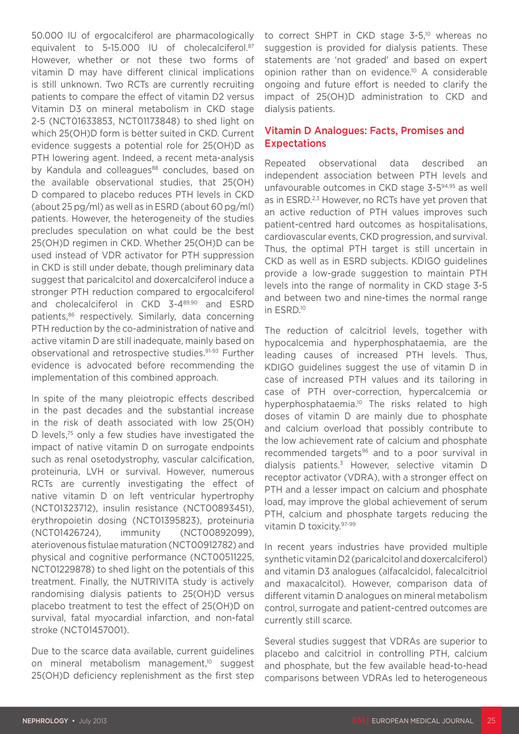50.000 IU of ergocalciferol are pharmacologically equivalent to 5-15.000 IU of cholecalciferol.[87] However, whether or not these two forms of vitamin D may have different clinical implications is still unknown. Two RCTs are currently recruiting patients to compare the effect of vitamin D2 versus Vitamin D3 on mineral metabolism in CKD stage 2-5 (NCT01633853, NCT01173848) to shed light on which 25(OH)D form is better suited in CKD. Current evidence suggests a potential role for 25(OH)D as PTH lowering agent. Indeed, a recent meta-analysis by Kandula and colleagues[88] concludes, based on the available observational studies, that 25(OH) D compared to placebo reduces PTH levels in CKD (about 25 pg/ml) as well as in ESRD (about 60 pg/ml) patients. However, the heterogeneity of the studies precludes speculation on what could be the best 25(OH)D regimen in CKD. Whether 25(OH)D can be used instead of VDR activator for PTH suppression in CKD is still under debate, though preliminary data suggest that paricalcitol and doxercalciferol induce a stronger PTH reduction compared to ergocalciferol and cholecalciferol in CKD 3-4[89,90] and ESRD patients,[86] respectively. Similarly, data concerning PTH reduction by the co-administration of native and active vitamin D are still inadequate, mainly based on observational and retrospective studies.[91-93] Further evidence is advocated before recommending the implementation of this combined approach.

In spite of the many pleiotropic effects described in the past decades and the substantial increase in the risk of death associated with low 25(OH) D levels,[75] only a few studies have investigated the impact of native vitamin D on surrogate endpoints such as renal osetodystrophy, vascular calcification, proteinuria, LVH or survival. However, numerous RCTs are currently investigating the effect of native vitamin D on left ventricular hypertrophy (NCT01323712), insulin resistance (NCT00893451), erythropoietin dosing (NCT01395823), proteinuria (NCT01426724), immunity (NCT00892099), ateriovenous fistulae maturation (NCT00912782) and physical and cognitive performance (NCT00511225, NCT01229878) to shed light on the potentials of this treatment. Finally, the NUTRIVITA study is actively randomising dialysis patients to 25(OH)D versus placebo treatment to test the effect of 25(OH)D on survival, fatal myocardial infarction, and non-fatal stroke (NCT01457001).

Due to the scarce data available, current guidelines on mineral metabolism management,[10] suggest 25(OH)D deficiency replenishment as the first step to correct SHPT in CKD stage 3-5,[10] whereas no suggestion is provided for dialysis patients. These statements are 'not graded' and based on expert opinion rather than on evidence.[10] A considerable ongoing and future effort is needed to clarify the impact of 25(OH)D administration to CKD and dialysis patients.

## Vitamin D Analogues: Facts, Promises and Expectations

Repeated observational data described an independent association between PTH levels and unfavourable outcomes in CKD stage 3-5[94,95] as well as in ESRD.[2,3] However, no RCTs have yet proven that an active reduction of PTH values improves such patient-centred hard outcomes as hospitalisations, cardiovascular events, CKD progression, and survival. Thus, the optimal PTH target is still uncertain in CKD as well as in ESRD subjects. KDIGO guidelines provide a low-grade suggestion to maintain PTH levels into the range of normality in CKD stage 3-5 and between two and nine-times the normal range in ESRD.[10]

The reduction of calcitriol levels, together with hypocalcemia and hyperphosphataemia, are the leading causes of increased PTH levels. Thus, KDIGO guidelines suggest the use of vitamin D in case of increased PTH values and its tailoring in case of PTH over-correction, hypercalcemia or hyperphosphataemia.[10] The risks related to high doses of vitamin D are mainly due to phosphate and calcium overload that possibly contribute to the low achievement rate of calcium and phosphate recommended targets[96] and to a poor survival in dialysis patients.[3] However, selective vitamin D receptor activator (VDRA), with a stronger effect on PTH and a lesser impact on calcium and phosphate load, may improve the global achievement of serum PTH, calcium and phosphate targets reducing the vitamin D toxicity.[97-99]

In recent years industries have provided multiple synthetic vitamin D2 (paricalcitol and doxercalciferol) and vitamin D3 analogues (alfacalcidol, falecalcitriol and maxacalcitol). However, comparison data of different vitamin D analogues on mineral metabolism control, surrogate and patient-centred outcomes are currently still scarce.

Several studies suggest that VDRAs are superior to placebo and calcitriol in controlling PTH, calcium and phosphate, but the few available head-to-head comparisons between VDRAs led to heterogeneous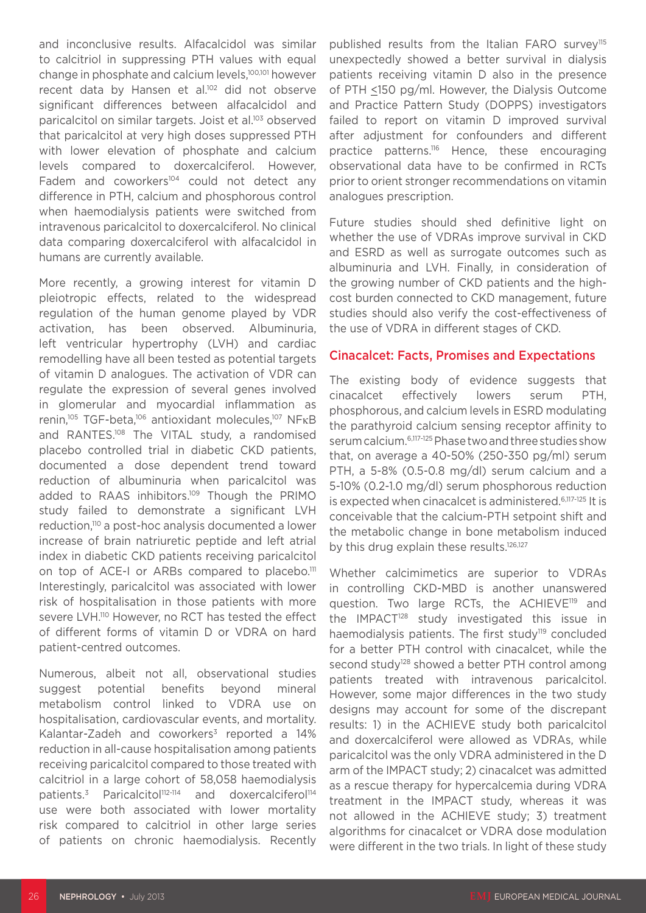and inconclusive results. Alfacalcidol was similar to calcitriol in suppressing PTH values with equal change in phosphate and calcium levels,[100,101] however recent data by Hansen et al.[102] did not observe significant differences between alfacalcidol and paricalcitol on similar targets. Joist et al.[103] observed that paricalcitol at very high doses suppressed PTH with lower elevation of phosphate and calcium levels compared to doxercalciferol. However, Fadem and coworkers[104] could not detect any difference in PTH, calcium and phosphorous control when haemodialysis patients were switched from intravenous paricalcitol to doxercalciferol. No clinical data comparing doxercalciferol with alfacalcidol in humans are currently available.

More recently, a growing interest for vitamin D pleiotropic effects, related to the widespread regulation of the human genome played by VDR activation, has been observed. Albuminuria, left ventricular hypertrophy (LVH) and cardiac remodelling have all been tested as potential targets of vitamin D analogues. The activation of VDR can regulate the expression of several genes involved in glomerular and myocardial inflammation as renin,[105] TGF-beta,[106] antioxidant molecules,[107] NFκB and RANTES.[108] The VITAL study, a randomised placebo controlled trial in diabetic CKD patients, documented a dose dependent trend toward reduction of albuminuria when paricalcitol was added to RAAS inhibitors.[109] Though the PRIMO study failed to demonstrate a significant LVH reduction,[110] a post-hoc analysis documented a lower increase of brain natriuretic peptide and left atrial index in diabetic CKD patients receiving paricalcitol on top of ACE-I or ARBs compared to placebo.[111] Interestingly, paricalcitol was associated with lower risk of hospitalisation in those patients with more severe LVH.[110] However, no RCT has tested the effect of different forms of vitamin D or VDRA on hard patient-centred outcomes.

Numerous, albeit not all, observational studies suggest potential benefits beyond mineral metabolism control linked to VDRA use on hospitalisation, cardiovascular events, and mortality. Kalantar-Zadeh and coworkers[3] reported a 14% reduction in all-cause hospitalisation among patients receiving paricalcitol compared to those treated with calcitriol in a large cohort of 58,058 haemodialysis patients.[3] Paricalcitol[112-114] and doxercalciferol[114] use were both associated with lower mortality risk compared to calcitriol in other large series of patients on chronic haemodialysis. Recently published results from the Italian FARO survey[115] unexpectedly showed a better survival in dialysis patients receiving vitamin D also in the presence of PTH ≤150 pg/ml. However, the Dialysis Outcome and Practice Pattern Study (DOPPS) investigators failed to report on vitamin D improved survival after adjustment for confounders and different practice patterns.[116] Hence, these encouraging observational data have to be confirmed in RCTs prior to orient stronger recommendations on vitamin analogues prescription.

Future studies should shed definitive light on whether the use of VDRAs improve survival in CKD and ESRD as well as surrogate outcomes such as albuminuria and LVH. Finally, in consideration of the growing number of CKD patients and the high-cost burden connected to CKD management, future studies should also verify the cost-effectiveness of the use of VDRA in different stages of CKD.

## Cinacalcet: Facts, Promises and Expectations

The existing body of evidence suggests that cinacalcet effectively lowers serum PTH, phosphorous, and calcium levels in ESRD modulating the parathyroid calcium sensing receptor affinity to serum calcium.[6,117-125] Phase two and three studies show that, on average a 40-50% (250-350 pg/ml) serum PTH, a 5-8% (0.5-0.8 mg/dl) serum calcium and a 5-10% (0.2-1.0 mg/dl) serum phosphorous reduction is expected when cinacalcet is administered.[6,117-125] It is conceivable that the calcium-PTH setpoint shift and the metabolic change in bone metabolism induced by this drug explain these results.[126,127]

Whether calcimimetics are superior to VDRAs in controlling CKD-MBD is another unanswered question. Two large RCTs, the ACHIEVE[119] and the IMPACT[128] study investigated this issue in haemodialysis patients. The first study[119] concluded for a better PTH control with cinacalcet, while the second study[128] showed a better PTH control among patients treated with intravenous paricalcitol. However, some major differences in the two study designs may account for some of the discrepant results: 1) in the ACHIEVE study both paricalcitol and doxercalciferol were allowed as VDRAs, while paricalcitol was the only VDRA administered in the D arm of the IMPACT study; 2) cinacalcet was admitted as a rescue therapy for hypercalcemia during VDRA treatment in the IMPACT study, whereas it was not allowed in the ACHIEVE study; 3) treatment algorithms for cinacalcet or VDRA dose modulation were different in the two trials. In light of these study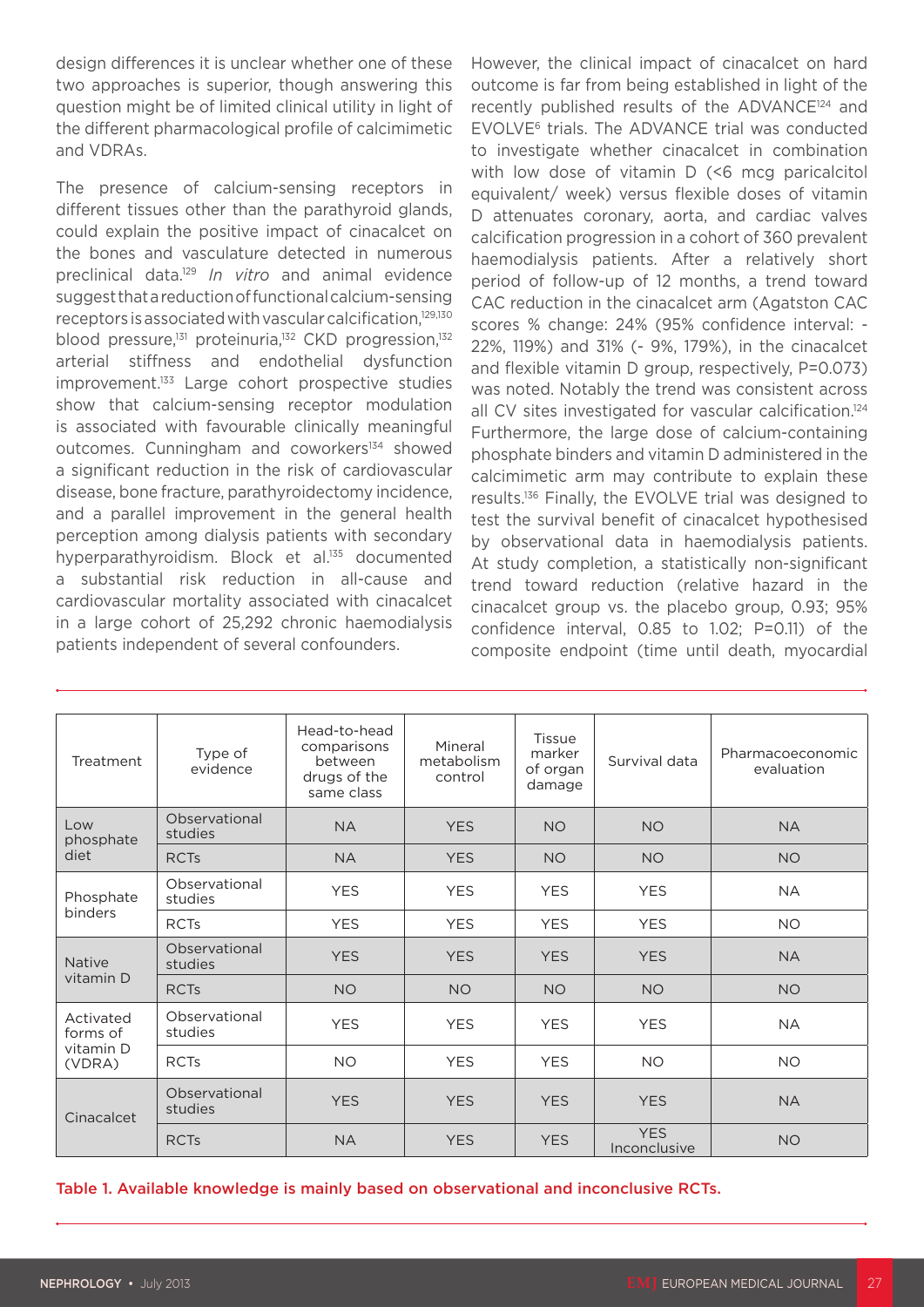design differences it is unclear whether one of these two approaches is superior, though answering this question might be of limited clinical utility in light of the different pharmacological profile of calcimimetic and VDRAs.

The presence of calcium-sensing receptors in different tissues other than the parathyroid glands, could explain the positive impact of cinacalcet on the bones and vasculature detected in numerous preclinical data.[129] *In vitro* and animal evidence suggest that a reduction of functional calcium-sensing receptors is associated with vascular calcification,[129,130] blood pressure,[131] proteinuria,[132] CKD progression,[132] arterial stiffness and endothelial dysfunction improvement.[133] Large cohort prospective studies show that calcium-sensing receptor modulation is associated with favourable clinically meaningful outcomes. Cunningham and coworkers[134] showed a significant reduction in the risk of cardiovascular disease, bone fracture, parathyroidectomy incidence, and a parallel improvement in the general health perception among dialysis patients with secondary hyperparathyroidism. Block et al.[135] documented a substantial risk reduction in all-cause and cardiovascular mortality associated with cinacalcet in a large cohort of 25,292 chronic haemodialysis patients independent of several confounders.

However, the clinical impact of cinacalcet on hard outcome is far from being established in light of the recently published results of the ADVANCE[124] and EVOLVE[6] trials. The ADVANCE trial was conducted to investigate whether cinacalcet in combination with low dose of vitamin D (<6 mcg paricalcitol equivalent/ week) versus flexible doses of vitamin D attenuates coronary, aorta, and cardiac valves calcification progression in a cohort of 360 prevalent haemodialysis patients. After a relatively short period of follow-up of 12 months, a trend toward CAC reduction in the cinacalcet arm (Agatston CAC scores % change: 24% (95% confidence interval: -22%, 119%) and 31% (- 9%, 179%), in the cinacalcet and flexible vitamin D group, respectively, P=0.073) was noted. Notably the trend was consistent across all CV sites investigated for vascular calcification.[124] Furthermore, the large dose of calcium-containing phosphate binders and vitamin D administered in the calcimimetic arm may contribute to explain these results.[136] Finally, the EVOLVE trial was designed to test the survival benefit of cinacalcet hypothesised by observational data in haemodialysis patients. At study completion, a statistically non-significant trend toward reduction (relative hazard in the cinacalcet group vs. the placebo group, 0.93; 95% confidence interval, 0.85 to 1.02; P=0.11) of the composite endpoint (time until death, myocardial

| Treatment | Type of evidence | Head-to-head comparisons between drugs of the same class | Mineral metabolism control | Tissue marker of organ damage | Survival data | Pharmacoeconomic evaluation |
|---|---|---|---|---|---|---|
| Low phosphate diet | Observational studies | NA | YES | NO | NO | NA |
| | RCTs | NA | YES | NO | NO | NO |
| Phosphate binders | Observational studies | YES | YES | YES | YES | NA |
| | RCTs | YES | YES | YES | YES | NO |
| Native vitamin D | Observational studies | YES | YES | YES | YES | NA |
| | RCTs | NO | NO | NO | NO | NO |
| Activated forms of vitamin D (VDRA) | Observational studies | YES | YES | YES | YES | NA |
| | RCTs | NO | YES | YES | NO | NO |
| Cinacalcet | Observational studies | YES | YES | YES | YES | NA |
| | RCTs | NA | YES | YES | YES Inconclusive | NO |

**Table 1. Available knowledge is mainly based on observational and inconclusive RCTs.**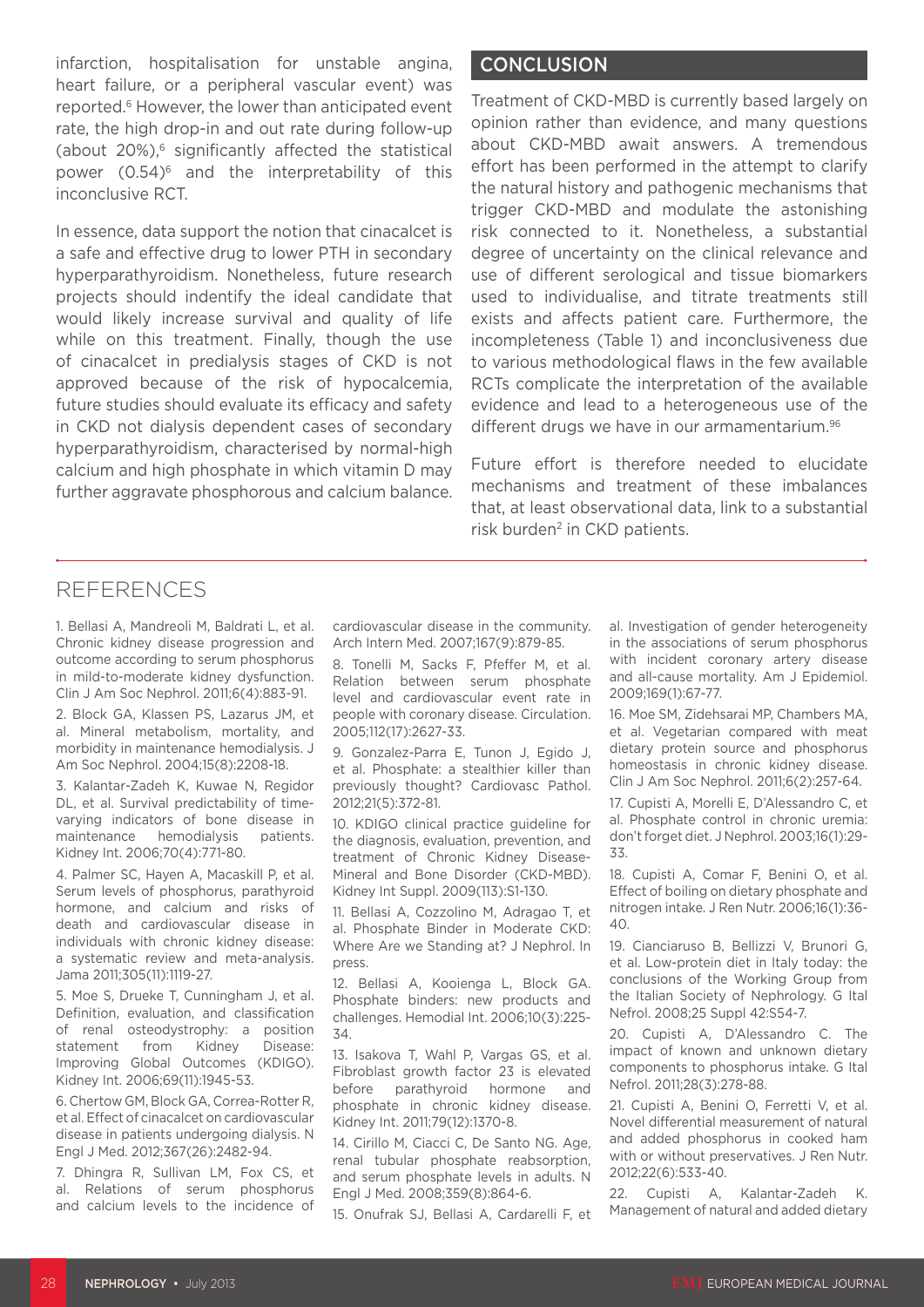infarction, hospitalisation for unstable angina, heart failure, or a peripheral vascular event) was reported.[6] However, the lower than anticipated event rate, the high drop-in and out rate during follow-up (about 20%),[6] significantly affected the statistical power (0.54)[6] and the interpretability of this inconclusive RCT.

In essence, data support the notion that cinacalcet is a safe and effective drug to lower PTH in secondary hyperparathyroidism. Nonetheless, future research projects should indentify the ideal candidate that would likely increase survival and quality of life while on this treatment. Finally, though the use of cinacalcet in predialysis stages of CKD is not approved because of the risk of hypocalcemia, future studies should evaluate its efficacy and safety in CKD not dialysis dependent cases of secondary hyperparathyroidism, characterised by normal-high calcium and high phosphate in which vitamin D may further aggravate phosphorous and calcium balance.

## CONCLUSION

Treatment of CKD-MBD is currently based largely on opinion rather than evidence, and many questions about CKD-MBD await answers. A tremendous effort has been performed in the attempt to clarify the natural history and pathogenic mechanisms that trigger CKD-MBD and modulate the astonishing risk connected to it. Nonetheless, a substantial degree of uncertainty on the clinical relevance and use of different serological and tissue biomarkers used to individualise, and titrate treatments still exists and affects patient care. Furthermore, the incompleteness (Table 1) and inconclusiveness due to various methodological flaws in the few available RCTs complicate the interpretation of the available evidence and lead to a heterogeneous use of the different drugs we have in our armamentarium.[96]

Future effort is therefore needed to elucidate mechanisms and treatment of these imbalances that, at least observational data, link to a substantial risk burden[2] in CKD patients.

## REFERENCES

1. Bellasi A, Mandreoli M, Baldrati L, et al. Chronic kidney disease progression and outcome according to serum phosphorus in mild-to-moderate kidney dysfunction. Clin J Am Soc Nephrol. 2011;6(4):883-91.

2. Block GA, Klassen PS, Lazarus JM, et al. Mineral metabolism, mortality, and morbidity in maintenance hemodialysis. J Am Soc Nephrol. 2004;15(8):2208-18.

3. Kalantar-Zadeh K, Kuwae N, Regidor DL, et al. Survival predictability of time-varying indicators of bone disease in maintenance hemodialysis patients. Kidney Int. 2006;70(4):771-80.

4. Palmer SC, Hayen A, Macaskill P, et al. Serum levels of phosphorus, parathyroid hormone, and calcium and risks of death and cardiovascular disease in individuals with chronic kidney disease: a systematic review and meta-analysis. Jama 2011;305(11):1119-27.

5. Moe S, Drueke T, Cunningham J, et al. Definition, evaluation, and classification of renal osteodystrophy: a position statement from Kidney Disease: Improving Global Outcomes (KDIGO). Kidney Int. 2006;69(11):1945-53.

6. Chertow GM, Block GA, Correa-Rotter R, et al. Effect of cinacalcet on cardiovascular disease in patients undergoing dialysis. N Engl J Med. 2012;367(26):2482-94.

7. Dhingra R, Sullivan LM, Fox CS, et al. Relations of serum phosphorus and calcium levels to the incidence of cardiovascular disease in the community. Arch Intern Med. 2007;167(9):879-85.

8. Tonelli M, Sacks F, Pfeffer M, et al. Relation between serum phosphate level and cardiovascular event rate in people with coronary disease. Circulation. 2005;112(17):2627-33.

9. Gonzalez-Parra E, Tunon J, Egido J, et al. Phosphate: a stealthier killer than previously thought? Cardiovasc Pathol. 2012;21(5):372-81.

10. KDIGO clinical practice guideline for the diagnosis, evaluation, prevention, and treatment of Chronic Kidney Disease-Mineral and Bone Disorder (CKD-MBD). Kidney Int Suppl. 2009(113):S1-130.

11. Bellasi A, Cozzolino M, Adragao T, et al. Phosphate Binder in Moderate CKD: Where Are we Standing at? J Nephrol. In press.

12. Bellasi A, Kooienga L, Block GA. Phosphate binders: new products and challenges. Hemodial Int. 2006;10(3):225-34.

13. Isakova T, Wahl P, Vargas GS, et al. Fibroblast growth factor 23 is elevated before parathyroid hormone and phosphate in chronic kidney disease. Kidney Int. 2011;79(12):1370-8.

14. Cirillo M, Ciacci C, De Santo NG. Age, renal tubular phosphate reabsorption, and serum phosphate levels in adults. N Engl J Med. 2008;359(8):864-6.

15. Onufrak SJ, Bellasi A, Cardarelli F, et al. Investigation of gender heterogeneity in the associations of serum phosphorus with incident coronary artery disease and all-cause mortality. Am J Epidemiol. 2009;169(1):67-77.

16. Moe SM, Zidehsarai MP, Chambers MA, et al. Vegetarian compared with meat dietary protein source and phosphorus homeostasis in chronic kidney disease. Clin J Am Soc Nephrol. 2011;6(2):257-64.

17. Cupisti A, Morelli E, D'Alessandro C, et al. Phosphate control in chronic uremia: don't forget diet. J Nephrol. 2003;16(1):29-33.

18. Cupisti A, Comar F, Benini O, et al. Effect of boiling on dietary phosphate and nitrogen intake. J Ren Nutr. 2006;16(1):36-40.

19. Cianciaruso B, Bellizzi V, Brunori G, et al. Low-protein diet in Italy today: the conclusions of the Working Group from the Italian Society of Nephrology. G Ital Nefrol. 2008;25 Suppl 42:S54-7.

20. Cupisti A, D'Alessandro C. The impact of known and unknown dietary components to phosphorus intake. G Ital Nefrol. 2011;28(3):278-88.

21. Cupisti A, Benini O, Ferretti V, et al. Novel differential measurement of natural and added phosphorus in cooked ham with or without preservatives. J Ren Nutr. 2012;22(6):533-40.

22. Cupisti A, Kalantar-Zadeh K. Management of natural and added dietary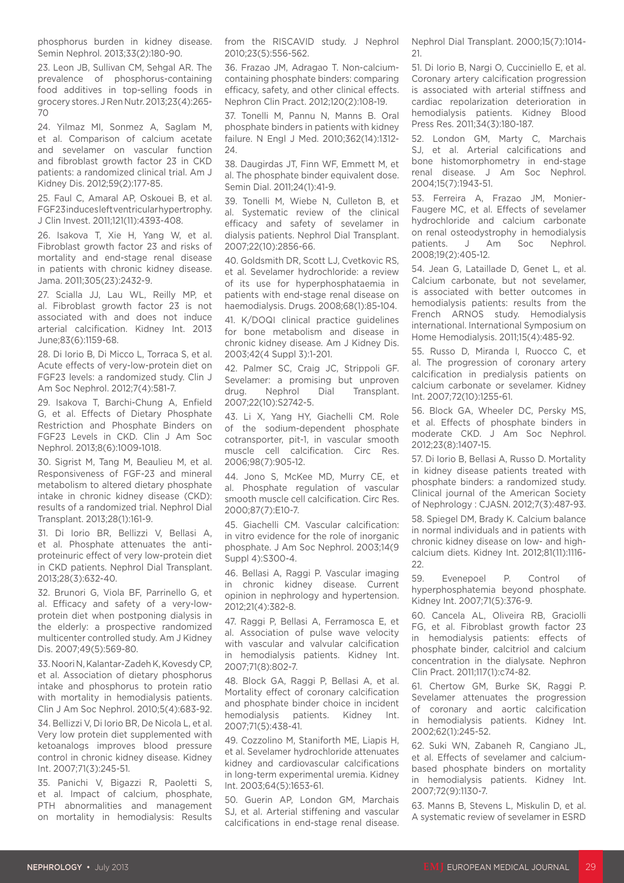phosphorus burden in kidney disease. Semin Nephrol. 2013;33(2):180-90.

23. Leon JB, Sullivan CM, Sehgal AR. The prevalence of phosphorus-containing food additives in top-selling foods in grocery stores. J Ren Nutr. 2013;23(4):265-70

24. Yilmaz MI, Sonmez A, Saglam M, et al. Comparison of calcium acetate and sevelamer on vascular function and fibroblast growth factor 23 in CKD patients: a randomized clinical trial. Am J Kidney Dis. 2012;59(2):177-85.

25. Faul C, Amaral AP, Oskouei B, et al. FGF23 induces left ventricular hypertrophy. J Clin Invest. 2011;121(11):4393-408.

26. Isakova T, Xie H, Yang W, et al. Fibroblast growth factor 23 and risks of mortality and end-stage renal disease in patients with chronic kidney disease. Jama. 2011;305(23):2432-9.

27. Scialla JJ, Lau WL, Reilly MP, et al. Fibroblast growth factor 23 is not associated with and does not induce arterial calcification. Kidney Int. 2013 June;83(6):1159-68.

28. Di Iorio B, Di Micco L, Torraca S, et al. Acute effects of very-low-protein diet on FGF23 levels: a randomized study. Clin J Am Soc Nephrol. 2012;7(4):581-7.

29. Isakova T, Barchi-Chung A, Enfield G, et al. Effects of Dietary Phosphate Restriction and Phosphate Binders on FGF23 Levels in CKD. Clin J Am Soc Nephrol. 2013;8(6):1009-1018.

30. Sigrist M, Tang M, Beaulieu M, et al. Responsiveness of FGF-23 and mineral metabolism to altered dietary phosphate intake in chronic kidney disease (CKD): results of a randomized trial. Nephrol Dial Transplant. 2013;28(1):161-9.

31. Di Iorio BR, Bellizzi V, Bellasi A, et al. Phosphate attenuates the anti-proteinuric effect of very low-protein diet in CKD patients. Nephrol Dial Transplant. 2013;28(3):632-40.

32. Brunori G, Viola BF, Parrinello G, et al. Efficacy and safety of a very-low-protein diet when postponing dialysis in the elderly: a prospective randomized multicenter controlled study. Am J Kidney Dis. 2007;49(5):569-80.

33. Noori N, Kalantar-Zadeh K, Kovesdy CP, et al. Association of dietary phosphorus intake and phosphorus to protein ratio with mortality in hemodialysis patients. Clin J Am Soc Nephrol. 2010;5(4):683-92.

34. Bellizzi V, Di Iorio BR, De Nicola L, et al. Very low protein diet supplemented with ketoanalogs improves blood pressure control in chronic kidney disease. Kidney Int. 2007;71(3):245-51.

35. Panichi V, Bigazzi R, Paoletti S, et al. Impact of calcium, phosphate, PTH abnormalities and management on mortality in hemodialysis: Results from the RISCAVID study. J Nephrol 2010;23(5):556-562.

36. Frazao JM, Adragao T. Non-calcium-containing phosphate binders: comparing efficacy, safety, and other clinical effects. Nephron Clin Pract. 2012;120(2):108-19.

37. Tonelli M, Pannu N, Manns B. Oral phosphate binders in patients with kidney failure. N Engl J Med. 2010;362(14):1312-24.

38. Daugirdas JT, Finn WF, Emmett M, et al. The phosphate binder equivalent dose. Semin Dial. 2011;24(1):41-9.

39. Tonelli M, Wiebe N, Culleton B, et al. Systematic review of the clinical efficacy and safety of sevelamer in dialysis patients. Nephrol Dial Transplant. 2007;22(10):2856-66.

40. Goldsmith DR, Scott LJ, Cvetkovic RS, et al. Sevelamer hydrochloride: a review of its use for hyperphosphataemia in patients with end-stage renal disease on haemodialysis. Drugs. 2008;68(1):85-104.

41. K/DOQI clinical practice guidelines for bone metabolism and disease in chronic kidney disease. Am J Kidney Dis. 2003;42(4 Suppl 3):1-201.

42. Palmer SC, Craig JC, Strippoli GF. Sevelamer: a promising but unproven drug. Nephrol Dial Transplant. 2007;22(10):S2742-5.

43. Li X, Yang HY, Giachelli CM. Role of the sodium-dependent phosphate cotransporter, pit-1, in vascular smooth muscle cell calcification. Circ Res. 2006;98(7):905-12.

44. Jono S, McKee MD, Murry CE, et al. Phosphate regulation of vascular smooth muscle cell calcification. Circ Res. 2000;87(7):E10-7.

45. Giachelli CM. Vascular calcification: in vitro evidence for the role of inorganic phosphate. J Am Soc Nephrol. 2003;14(9 Suppl 4):S300-4.

46. Bellasi A, Raggi P. Vascular imaging in chronic kidney disease. Current opinion in nephrology and hypertension. 2012;21(4):382-8.

47. Raggi P, Bellasi A, Ferramosca E, et al. Association of pulse wave velocity with vascular and valvular calcification in hemodialysis patients. Kidney Int. 2007;71(8):802-7.

48. Block GA, Raggi P, Bellasi A, et al. Mortality effect of coronary calcification and phosphate binder choice in incident hemodialysis patients. Kidney Int. 2007;71(5):438-41.

49. Cozzolino M, Staniforth ME, Liapis H, et al. Sevelamer hydrochloride attenuates kidney and cardiovascular calcifications in long-term experimental uremia. Kidney Int. 2003;64(5):1653-61.

50. Guerin AP, London GM, Marchais SJ, et al. Arterial stiffening and vascular calcifications in end-stage renal disease. Nephrol Dial Transplant. 2000;15(7):1014-21.

51. Di Iorio B, Nargi O, Cucciniello E, et al. Coronary artery calcification progression is associated with arterial stiffness and cardiac repolarization deterioration in hemodialysis patients. Kidney Blood Press Res. 2011;34(3):180-187.

52. London GM, Marty C, Marchais SJ, et al. Arterial calcifications and bone histomorphometry in end-stage renal disease. J Am Soc Nephrol. 2004;15(7):1943-51.

53. Ferreira A, Frazao JM, Monier-Faugere MC, et al. Effects of sevelamer hydrochloride and calcium carbonate on renal osteodystrophy in hemodialysis patients. J Am Soc Nephrol. 2008;19(2):405-12.

54. Jean G, Lataillade D, Genet L, et al. Calcium carbonate, but not sevelamer, is associated with better outcomes in hemodialysis patients: results from the French ARNOS study. Hemodialysis international. International Symposium on Home Hemodialysis. 2011;15(4):485-92.

55. Russo D, Miranda I, Ruocco C, et al. The progression of coronary artery calcification in predialysis patients on calcium carbonate or sevelamer. Kidney Int. 2007;72(10):1255-61.

56. Block GA, Wheeler DC, Persky MS, et al. Effects of phosphate binders in moderate CKD. J Am Soc Nephrol. 2012;23(8):1407-15.

57. Di Iorio B, Bellasi A, Russo D. Mortality in kidney disease patients treated with phosphate binders: a randomized study. Clinical journal of the American Society of Nephrology : CJASN. 2012;7(3):487-93.

58. Spiegel DM, Brady K. Calcium balance in normal individuals and in patients with chronic kidney disease on low- and high-calcium diets. Kidney Int. 2012;81(11):1116-22.

59. Evenepoel P. Control of hyperphosphatemia beyond phosphate. Kidney Int. 2007;71(5):376-9.

60. Cancela AL, Oliveira RB, Graciolli FG, et al. Fibroblast growth factor 23 in hemodialysis patients: effects of phosphate binder, calcitriol and calcium concentration in the dialysate. Nephron Clin Pract. 2011;117(1):c74-82.

61. Chertow GM, Burke SK, Raggi P. Sevelamer attenuates the progression of coronary and aortic calcification in hemodialysis patients. Kidney Int. 2002;62(1):245-52.

62. Suki WN, Zabaneh R, Cangiano JL, et al. Effects of sevelamer and calcium-based phosphate binders on mortality in hemodialysis patients. Kidney Int. 2007;72(9):1130-7.

63. Manns B, Stevens L, Miskulin D, et al. A systematic review of sevelamer in ESRD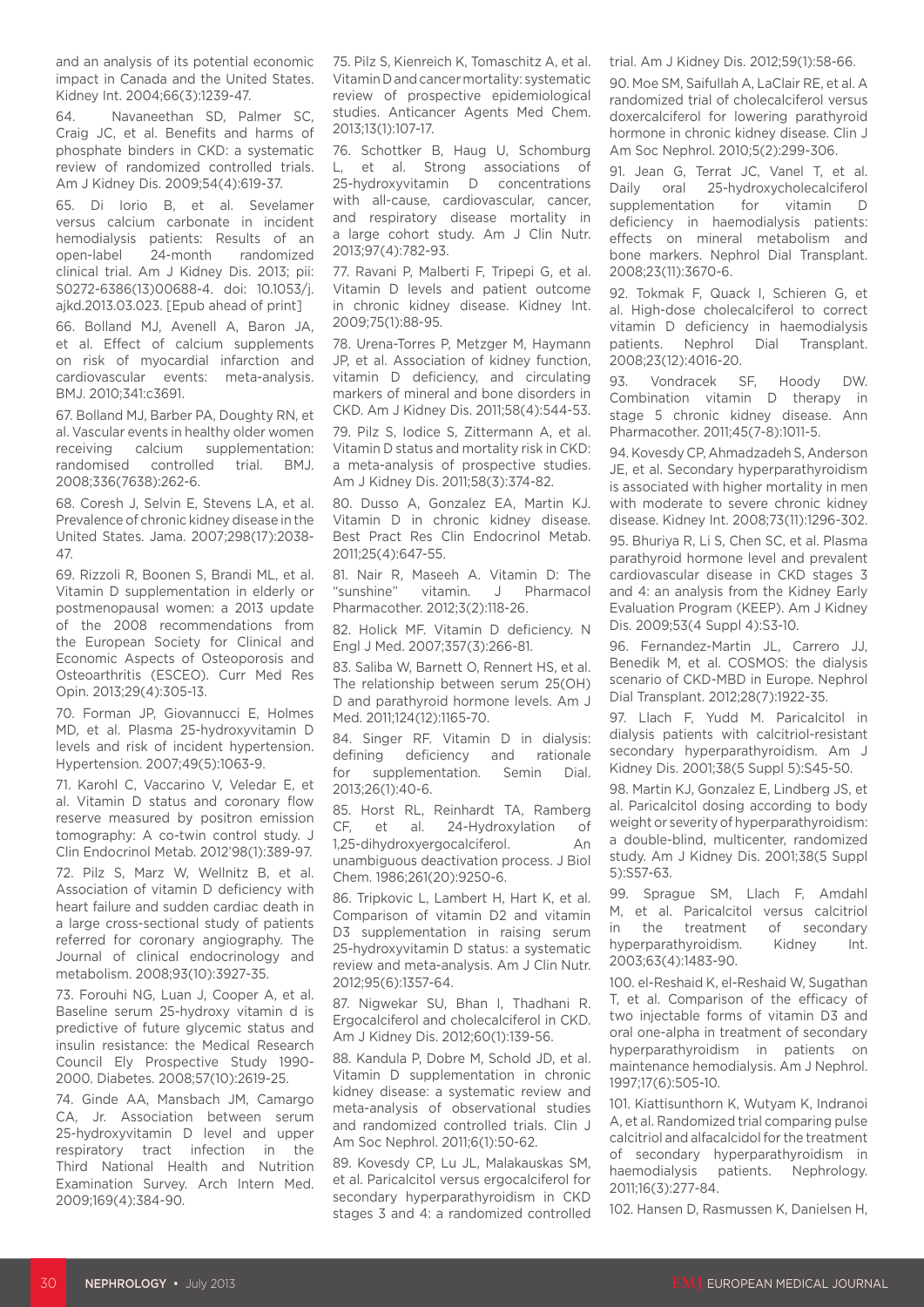and an analysis of its potential economic impact in Canada and the United States. Kidney Int. 2004;66(3):1239-47.

64. Navaneethan SD, Palmer SC, Craig JC, et al. Benefits and harms of phosphate binders in CKD: a systematic review of randomized controlled trials. Am J Kidney Dis. 2009;54(4):619-37.

65. Di Iorio B, et al. Sevelamer versus calcium carbonate in incident hemodialysis patients: Results of an open-label 24-month randomized clinical trial. Am J Kidney Dis. 2013; pii: S0272-6386(13)00688-4. doi: 10.1053/j.ajkd.2013.03.023. [Epub ahead of print]

66. Bolland MJ, Avenell A, Baron JA, et al. Effect of calcium supplements on risk of myocardial infarction and cardiovascular events: meta-analysis. BMJ. 2010;341:c3691.

67. Bolland MJ, Barber PA, Doughty RN, et al. Vascular events in healthy older women receiving calcium supplementation: randomised controlled trial. BMJ. 2008;336(7638):262-6.

68. Coresh J, Selvin E, Stevens LA, et al. Prevalence of chronic kidney disease in the United States. Jama. 2007;298(17):2038-47.

69. Rizzoli R, Boonen S, Brandi ML, et al. Vitamin D supplementation in elderly or postmenopausal women: a 2013 update of the 2008 recommendations from the European Society for Clinical and Economic Aspects of Osteoporosis and Osteoarthritis (ESCEO). Curr Med Res Opin. 2013;29(4):305-13.

70. Forman JP, Giovannucci E, Holmes MD, et al. Plasma 25-hydroxyvitamin D levels and risk of incident hypertension. Hypertension. 2007;49(5):1063-9.

71. Karohl C, Vaccarino V, Veledar E, et al. Vitamin D status and coronary flow reserve measured by positron emission tomography: A co-twin control study. J Clin Endocrinol Metab. 2012'98(1):389-97.

72. Pilz S, Marz W, Wellnitz B, et al. Association of vitamin D deficiency with heart failure and sudden cardiac death in a large cross-sectional study of patients referred for coronary angiography. The Journal of clinical endocrinology and metabolism. 2008;93(10):3927-35.

73. Forouhi NG, Luan J, Cooper A, et al. Baseline serum 25-hydroxy vitamin d is predictive of future glycemic status and insulin resistance: the Medical Research Council Ely Prospective Study 1990-2000. Diabetes. 2008;57(10):2619-25.

74. Ginde AA, Mansbach JM, Camargo CA, Jr. Association between serum 25-hydroxyvitamin D level and upper respiratory tract infection in the Third National Health and Nutrition Examination Survey. Arch Intern Med. 2009;169(4):384-90.

75. Pilz S, Kienreich K, Tomaschitz A, et al. Vitamin D and cancer mortality: systematic review of prospective epidemiological studies. Anticancer Agents Med Chem. 2013;13(1):107-17.

76. Schottker B, Haug U, Schomburg L, et al. Strong associations of 25-hydroxyvitamin D concentrations with all-cause, cardiovascular, cancer, and respiratory disease mortality in a large cohort study. Am J Clin Nutr. 2013;97(4):782-93.

77. Ravani P, Malberti F, Tripepi G, et al. Vitamin D levels and patient outcome in chronic kidney disease. Kidney Int. 2009;75(1):88-95.

78. Urena-Torres P, Metzger M, Haymann JP, et al. Association of kidney function, vitamin D deficiency, and circulating markers of mineral and bone disorders in CKD. Am J Kidney Dis. 2011;58(4):544-53.

79. Pilz S, Iodice S, Zittermann A, et al. Vitamin D status and mortality risk in CKD: a meta-analysis of prospective studies. Am J Kidney Dis. 2011;58(3):374-82.

80. Dusso A, Gonzalez EA, Martin KJ. Vitamin D in chronic kidney disease. Best Pract Res Clin Endocrinol Metab. 2011;25(4):647-55.

81. Nair R, Maseeh A. Vitamin D: The "sunshine" vitamin. J Pharmacol Pharmacother. 2012;3(2):118-26.

82. Holick MF. Vitamin D deficiency. N Engl J Med. 2007;357(3):266-81.

83. Saliba W, Barnett O, Rennert HS, et al. The relationship between serum 25(OH) D and parathyroid hormone levels. Am J Med. 2011;124(12):1165-70.

84. Singer RF. Vitamin D in dialysis: defining deficiency and rationale for supplementation. Semin Dial. 2013;26(1):40-6.

85. Horst RL, Reinhardt TA, Ramberg CF, et al. 24-Hydroxylation of 1,25-dihydroxyergocalciferol. An unambiguous deactivation process. J Biol Chem. 1986;261(20):9250-6.

86. Tripkovic L, Lambert H, Hart K, et al. Comparison of vitamin D2 and vitamin D3 supplementation in raising serum 25-hydroxyvitamin D status: a systematic review and meta-analysis. Am J Clin Nutr. 2012;95(6):1357-64.

87. Nigwekar SU, Bhan I, Thadhani R. Ergocalciferol and cholecalciferol in CKD. Am J Kidney Dis. 2012;60(1):139-56.

88. Kandula P, Dobre M, Schold JD, et al. Vitamin D supplementation in chronic kidney disease: a systematic review and meta-analysis of observational studies and randomized controlled trials. Clin J Am Soc Nephrol. 2011;6(1):50-62.

89. Kovesdy CP, Lu JL, Malakauskas SM, et al. Paricalcitol versus ergocalciferol for secondary hyperparathyroidism in CKD stages 3 and 4: a randomized controlled trial. Am J Kidney Dis. 2012;59(1):58-66.

90. Moe SM, Saifullah A, LaClair RE, et al. A randomized trial of cholecalciferol versus doxercalciferol for lowering parathyroid hormone in chronic kidney disease. Clin J Am Soc Nephrol. 2010;5(2):299-306.

91. Jean G, Terrat JC, Vanel T, et al. Daily oral 25-hydroxycholecalciferol supplementation for vitamin D deficiency in haemodialysis patients: effects on mineral metabolism and bone markers. Nephrol Dial Transplant. 2008;23(11):3670-6.

92. Tokmak F, Quack I, Schieren G, et al. High-dose cholecalciferol to correct vitamin D deficiency in haemodialysis patients. Nephrol Dial Transplant. 2008;23(12):4016-20.

93. Vondracek SF, Hoody DW. Combination vitamin D therapy in stage 5 chronic kidney disease. Ann Pharmacother. 2011;45(7-8):1011-5.

94. Kovesdy CP, Ahmadzadeh S, Anderson JE, et al. Secondary hyperparathyroidism is associated with higher mortality in men with moderate to severe chronic kidney disease. Kidney Int. 2008;73(11):1296-302.

95. Bhuriya R, Li S, Chen SC, et al. Plasma parathyroid hormone level and prevalent cardiovascular disease in CKD stages 3 and 4: an analysis from the Kidney Early Evaluation Program (KEEP). Am J Kidney Dis. 2009;53(4 Suppl 4):S3-10.

96. Fernandez-Martin JL, Carrero JJ, Benedik M, et al. COSMOS: the dialysis scenario of CKD-MBD in Europe. Nephrol Dial Transplant. 2012;28(7):1922-35.

97. Llach F, Yudd M. Paricalcitol in dialysis patients with calcitriol-resistant secondary hyperparathyroidism. Am J Kidney Dis. 2001;38(5 Suppl 5):S45-50.

98. Martin KJ, Gonzalez E, Lindberg JS, et al. Paricalcitol dosing according to body weight or severity of hyperparathyroidism: a double-blind, multicenter, randomized study. Am J Kidney Dis. 2001;38(5 Suppl 5):S57-63.

99. Sprague SM, Llach F, Amdahl M, et al. Paricalcitol versus calcitriol in the treatment of secondary hyperparathyroidism. Kidney Int. 2003;63(4):1483-90.

100. el-Reshaid K, el-Reshaid W, Sugathan T, et al. Comparison of the efficacy of two injectable forms of vitamin D3 and oral one-alpha in treatment of secondary hyperparathyroidism in patients on maintenance hemodialysis. Am J Nephrol. 1997;17(6):505-10.

101. Kiattisunthorn K, Wutyam K, Indranoi A, et al. Randomized trial comparing pulse calcitriol and alfacalcidol for the treatment of secondary hyperparathyroidism in haemodialysis patients. Nephrology. 2011;16(3):277-84.

102. Hansen D, Rasmussen K, Danielsen H,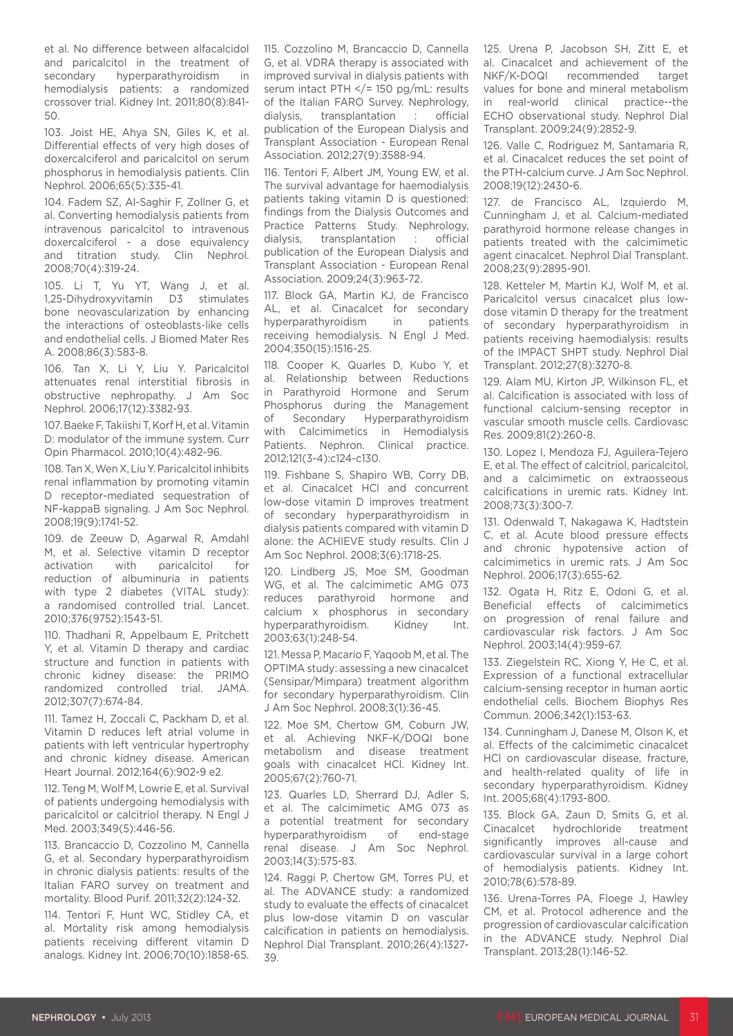et al. No difference between alfacalcidol and paricalcitol in the treatment of secondary hyperparathyroidism in hemodialysis patients: a randomized crossover trial. Kidney Int. 2011;80(8):841-50.

103. Joist HE, Ahya SN, Giles K, et al. Differential effects of very high doses of doxercalciferol and paricalcitol on serum phosphorus in hemodialysis patients. Clin Nephrol. 2006;65(5):335-41.

104. Fadem SZ, Al-Saghir F, Zollner G, et al. Converting hemodialysis patients from intravenous paricalcitol to intravenous doxercalciferol - a dose equivalency and titration study. Clin Nephrol. 2008;70(4):319-24.

105. Li T, Yu YT, Wang J, et al. 1,25-Dihydroxyvitamin D3 stimulates bone neovascularization by enhancing the interactions of osteoblasts-like cells and endothelial cells. J Biomed Mater Res A. 2008;86(3):583-8.

106. Tan X, Li Y, Liu Y. Paricalcitol attenuates renal interstitial fibrosis in obstructive nephropathy. J Am Soc Nephrol. 2006;17(12):3382-93.

107. Baeke F, Takiishi T, Korf H, et al. Vitamin D: modulator of the immune system. Curr Opin Pharmacol. 2010;10(4):482-96.

108. Tan X, Wen X, Liu Y. Paricalcitol inhibits renal inflammation by promoting vitamin D receptor-mediated sequestration of NF-kappaB signaling. J Am Soc Nephrol. 2008;19(9):1741-52.

109. de Zeeuw D, Agarwal R, Amdahl M, et al. Selective vitamin D receptor activation with paricalcitol for reduction of albuminuria in patients with type 2 diabetes (VITAL study): a randomised controlled trial. Lancet. 2010;376(9752):1543-51.

110. Thadhani R, Appelbaum E, Pritchett Y, et al. Vitamin D therapy and cardiac structure and function in patients with chronic kidney disease: the PRIMO randomized controlled trial. JAMA. 2012;307(7):674-84.

111. Tamez H, Zoccali C, Packham D, et al. Vitamin D reduces left atrial volume in patients with left ventricular hypertrophy and chronic kidney disease. American Heart Journal. 2012;164(6):902-9 e2.

112. Teng M, Wolf M, Lowrie E, et al. Survival of patients undergoing hemodialysis with paricalcitol or calcitriol therapy. N Engl J Med. 2003;349(5):446-56.

113. Brancaccio D, Cozzolino M, Cannella G, et al. Secondary hyperparathyroidism in chronic dialysis patients: results of the Italian FARO survey on treatment and mortality. Blood Purif. 2011;32(2):124-32.

114. Tentori F, Hunt WC, Stidley CA, et al. Mortality risk among hemodialysis patients receiving different vitamin D analogs. Kidney Int. 2006;70(10):1858-65.

115. Cozzolino M, Brancaccio D, Cannella G, et al. VDRA therapy is associated with improved survival in dialysis patients with serum intact PTH </= 150 pg/mL: results of the Italian FARO Survey. Nephrology, dialysis, transplantation : official publication of the European Dialysis and Transplant Association - European Renal Association. 2012;27(9):3588-94.

116. Tentori F, Albert JM, Young EW, et al. The survival advantage for haemodialysis patients taking vitamin D is questioned: findings from the Dialysis Outcomes and Practice Patterns Study. Nephrology, dialysis, transplantation : official publication of the European Dialysis and Transplant Association - European Renal Association. 2009;24(3):963-72.

117. Block GA, Martin KJ, de Francisco AL, et al. Cinacalcet for secondary hyperparathyroidism in patients receiving hemodialysis. N Engl J Med. 2004;350(15):1516-25.

118. Cooper K, Quarles D, Kubo Y, et al. Relationship between Reductions in Parathyroid Hormone and Serum Phosphorus during the Management of Secondary Hyperparathyroidism with Calcimimetics in Hemodialysis Patients. Nephron. Clinical practice. 2012;121(3-4):c124-c130.

119. Fishbane S, Shapiro WB, Corry DB, et al. Cinacalcet HCl and concurrent low-dose vitamin D improves treatment of secondary hyperparathyroidism in dialysis patients compared with vitamin D alone: the ACHIEVE study results. Clin J Am Soc Nephrol. 2008;3(6):1718-25.

120. Lindberg JS, Moe SM, Goodman WG, et al. The calcimimetic AMG 073 reduces parathyroid hormone and calcium x phosphorus in secondary hyperparathyroidism. Kidney Int. 2003;63(1):248-54.

121. Messa P, Macario F, Yaqoob M, et al. The OPTIMA study: assessing a new cinacalcet (Sensipar/Mimpara) treatment algorithm for secondary hyperparathyroidism. Clin J Am Soc Nephrol. 2008;3(1):36-45.

122. Moe SM, Chertow GM, Coburn JW, et al. Achieving NKF-K/DOQI bone metabolism and disease treatment goals with cinacalcet HCl. Kidney Int. 2005;67(2):760-71.

123. Quarles LD, Sherrard DJ, Adler S, et al. The calcimimetic AMG 073 as a potential treatment for secondary hyperparathyroidism of end-stage renal disease. J Am Soc Nephrol. 2003;14(3):575-83.

124. Raggi P, Chertow GM, Torres PU, et al. The ADVANCE study: a randomized study to evaluate the effects of cinacalcet plus low-dose vitamin D on vascular calcification in patients on hemodialysis. Nephrol Dial Transplant. 2010;26(4):1327-39.

125. Urena P, Jacobson SH, Zitt E, et al. Cinacalcet and achievement of the NKF/K-DOQI recommended target values for bone and mineral metabolism in real-world clinical practice--the ECHO observational study. Nephrol Dial Transplant. 2009;24(9):2852-9.

126. Valle C, Rodriguez M, Santamaria R, et al. Cinacalcet reduces the set point of the PTH-calcium curve. J Am Soc Nephrol. 2008;19(12):2430-6.

127. de Francisco AL, Izquierdo M, Cunningham J, et al. Calcium-mediated parathyroid hormone release changes in patients treated with the calcimimetic agent cinacalcet. Nephrol Dial Transplant. 2008;23(9):2895-901.

128. Ketteler M, Martin KJ, Wolf M, et al. Paricalcitol versus cinacalcet plus low-dose vitamin D therapy for the treatment of secondary hyperparathyroidism in patients receiving haemodialysis: results of the IMPACT SHPT study. Nephrol Dial Transplant. 2012;27(8):3270-8.

129. Alam MU, Kirton JP, Wilkinson FL, et al. Calcification is associated with loss of functional calcium-sensing receptor in vascular smooth muscle cells. Cardiovasc Res. 2009;81(2):260-8.

130. Lopez I, Mendoza FJ, Aguilera-Tejero E, et al. The effect of calcitriol, paricalcitol, and a calcimimetic on extraosseous calcifications in uremic rats. Kidney Int. 2008;73(3):300-7.

131. Odenwald T, Nakagawa K, Hadtstein C, et al. Acute blood pressure effects and chronic hypotensive action of calcimimetics in uremic rats. J Am Soc Nephrol. 2006;17(3):655-62.

132. Ogata H, Ritz E, Odoni G, et al. Beneficial effects of calcimimetics on progression of renal failure and cardiovascular risk factors. J Am Soc Nephrol. 2003;14(4):959-67.

133. Ziegelstein RC, Xiong Y, He C, et al. Expression of a functional extracellular calcium-sensing receptor in human aortic endothelial cells. Biochem Biophys Res Commun. 2006;342(1):153-63.

134. Cunningham J, Danese M, Olson K, et al. Effects of the calcimimetic cinacalcet HCl on cardiovascular disease, fracture, and health-related quality of life in secondary hyperparathyroidism. Kidney Int. 2005;68(4):1793-800.

135. Block GA, Zaun D, Smits G, et al. Cinacalcet hydrochloride treatment significantly improves all-cause and cardiovascular survival in a large cohort of hemodialysis patients. Kidney Int. 2010;78(6):578-89.

136. Urena-Torres PA, Floege J, Hawley CM, et al. Protocol adherence and the progression of cardiovascular calcification in the ADVANCE study. Nephrol Dial Transplant. 2013;28(1):146-52.